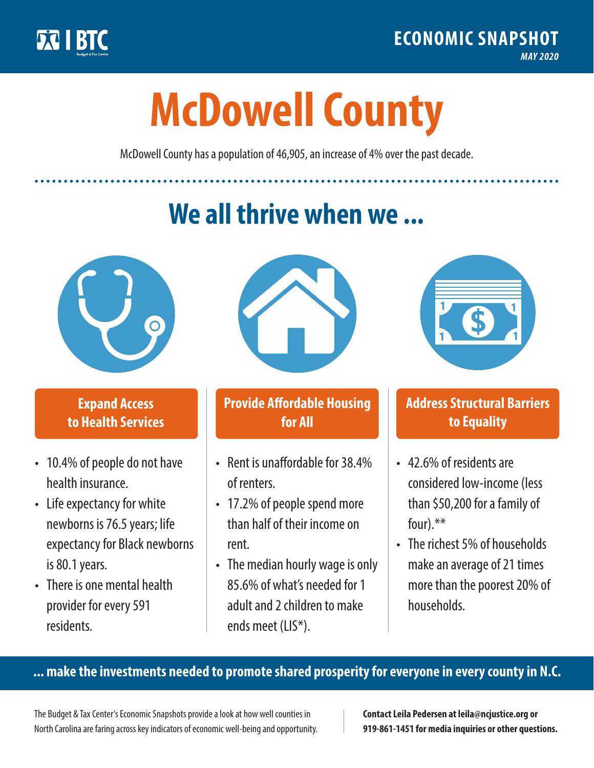ECONOMIC SNAPSHOT

*MAY 2020*

# McDowell County

McDowell County has a population of 46,905, an increase of 4% over the past decade.

## We all thrive when we ...

### Expand Access to Health Services

- 10.4% of people do not have health insurance.
- Life expectancy for white newborns is 76.5 years; life expectancy for Black newborns is 80.1 years.
- There is one mental health provider for every 591 residents.

### Provide Affordable Housing for All

- Rent is unaffordable for 38.4% of renters.
- 17.2% of people spend more than half of their income on rent.
- The median hourly wage is only 85.6% of what's needed for 1 adult and 2 children to make ends meet (LIS*).

### Address Structural Barriers to Equality

- 42.6% of residents are considered low-income (less than $50,200 for a family of four).**
- The richest 5% of households make an average of 21 times more than the poorest 20% of households.

**... make the investments needed to promote shared prosperity for everyone in every county in N.C.**

The Budget & Tax Center's Economic Snapshots provide a look at how well counties in North Carolina are faring across key indicators of economic well-being and opportunity.

**Contact Leila Pedersen at leila@ncjustice.org or 919-861-1451 for media inquiries or other questions.**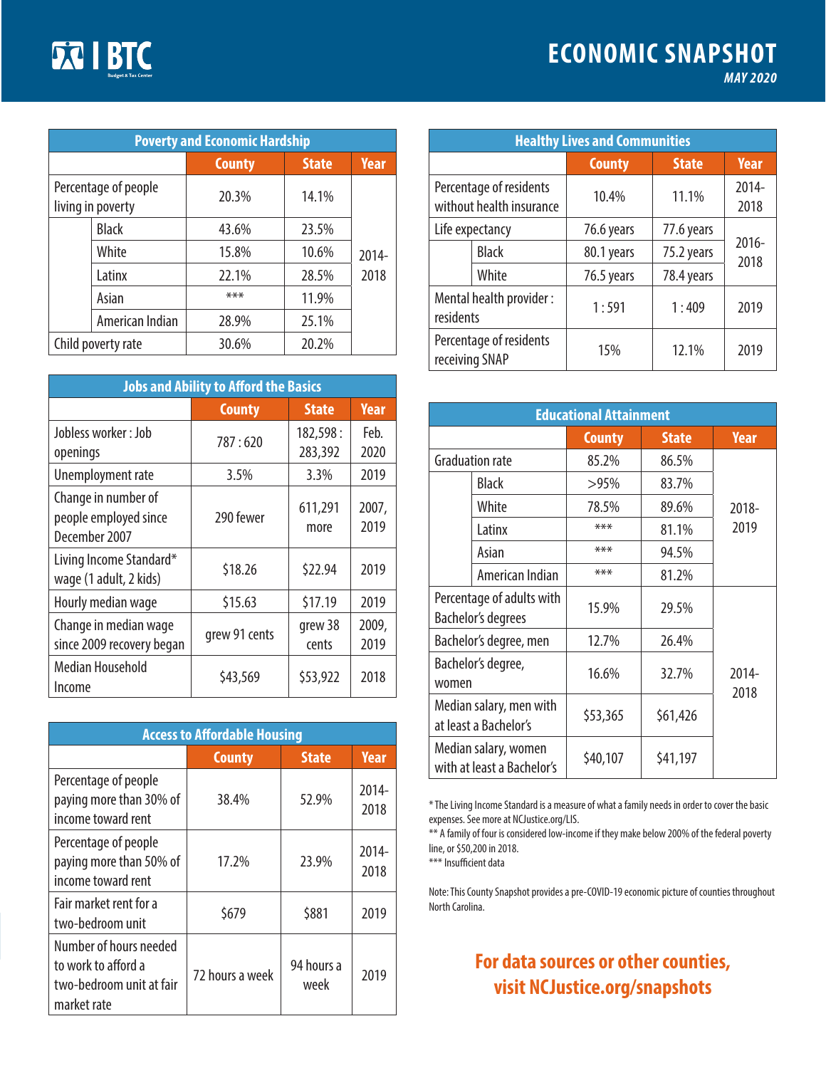BTC

# ECONOMIC SNAPSHOT

*MAY 2020*

| Poverty and Economic Hardship | | County | State | Year |
|---|---|---|---|---|
| Percentage of people living in poverty | | 20.3% | 14.1% | 2014-2018 |
| | Black | 43.6% | 23.5% | |
| | White | 15.8% | 10.6% | |
| | Latinx | 22.1% | 28.5% | |
| | Asian | *** | 11.9% | |
| | American Indian | 28.9% | 25.1% | |
| Child poverty rate | | 30.6% | 20.2% | |

| Jobs and Ability to Afford the Basics | County | State | Year |
|---|---|---|---|
| Jobless worker : Job openings | 787 : 620 | 182,598 : 283,392 | Feb. 2020 |
| Unemployment rate | 3.5% | 3.3% | 2019 |
| Change in number of people employed since December 2007 | 290 fewer | 611,291 more | 2007, 2019 |
| Living Income Standard* wage (1 adult, 2 kids) | $18.26 | $22.94 | 2019 |
| Hourly median wage | $15.63 | $17.19 | 2019 |
| Change in median wage since 2009 recovery began | grew 91 cents | grew 38 cents | 2009, 2019 |
| Median Household Income | $43,569 | $53,922 | 2018 |

| Access to Affordable Housing | County | State | Year |
|---|---|---|---|
| Percentage of people paying more than 30% of income toward rent | 38.4% | 52.9% | 2014-2018 |
| Percentage of people paying more than 50% of income toward rent | 17.2% | 23.9% | 2014-2018 |
| Fair market rent for a two-bedroom unit | $679 | $881 | 2019 |
| Number of hours needed to work to afford a two-bedroom unit at fair market rate | 72 hours a week | 94 hours a week | 2019 |

| Healthy Lives and Communities | | County | State | Year |
|---|---|---|---|---|
| Percentage of residents without health insurance | | 10.4% | 11.1% | 2014-2018 |
| Life expectancy | | 76.6 years | 77.6 years | 2016-2018 |
| | Black | 80.1 years | 75.2 years | |
| | White | 76.5 years | 78.4 years | |
| Mental health provider : residents | | 1 : 591 | 1 : 409 | 2019 |
| Percentage of residents receiving SNAP | | 15% | 12.1% | 2019 |

| Educational Attainment | | County | State | Year |
|---|---|---|---|---|
| Graduation rate | | 85.2% | 86.5% | 2018-2019 |
| | Black | >95% | 83.7% | |
| | White | 78.5% | 89.6% | |
| | Latinx | *** | 81.1% | |
| | Asian | *** | 94.5% | |
| | American Indian | *** | 81.2% | |
| Percentage of adults with Bachelor's degrees | | 15.9% | 29.5% | 2014-2018 |
| Bachelor's degree, men | | 12.7% | 26.4% | |
| Bachelor's degree, women | | 16.6% | 32.7% | |
| Median salary, men with at least a Bachelor's | | $53,365 | $61,426 | |
| Median salary, women with at least a Bachelor's | | $40,107 | $41,197 | |

* The Living Income Standard is a measure of what a family needs in order to cover the basic expenses. See more at NCJustice.org/LIS.
** A family of four is considered low-income if they make below 200% of the federal poverty line, or $50,200 in 2018.
*** Insufficient data

Note: This County Snapshot provides a pre-COVID-19 economic picture of counties throughout North Carolina.

**For data sources or other counties, visit NCJustice.org/snapshots**